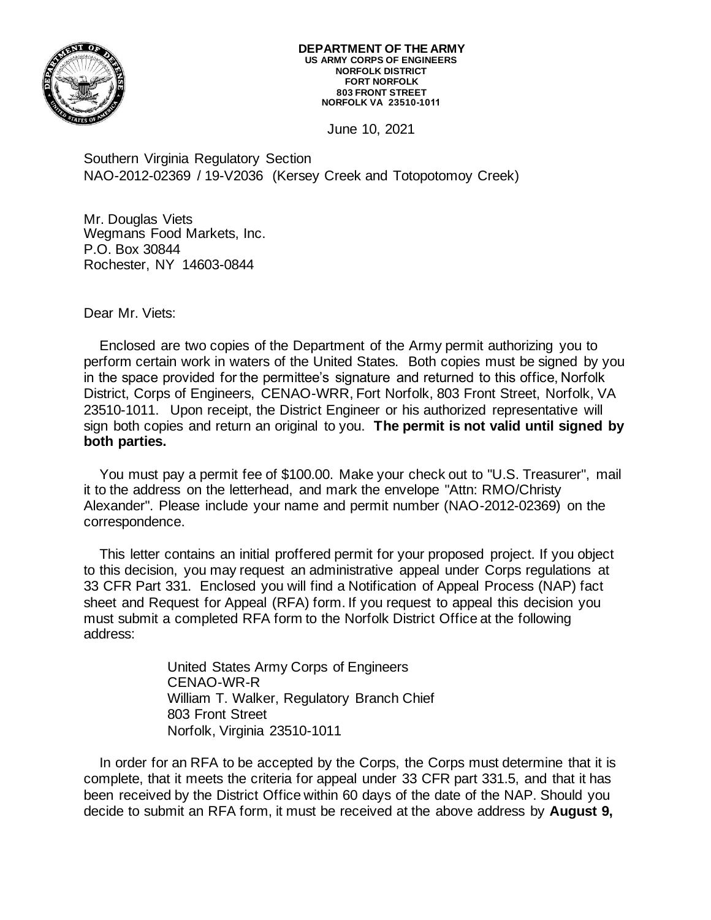**DEPARTMENT OF THE ARMY**
**US ARMY CORPS OF ENGINEERS**
**NORFOLK DISTRICT**
**FORT NORFOLK**
**803 FRONT STREET**
**NORFOLK VA 23510-1011**

June 10, 2021

Southern Virginia Regulatory Section
NAO-2012-02369 / 19-V2036 (Kersey Creek and Totopotomoy Creek)

Mr. Douglas Viets
Wegmans Food Markets, Inc.
P.O. Box 30844
Rochester, NY 14603-0844

Dear Mr. Viets:

Enclosed are two copies of the Department of the Army permit authorizing you to perform certain work in waters of the United States. Both copies must be signed by you in the space provided for the permittee's signature and returned to this office, Norfolk District, Corps of Engineers, CENAO-WRR, Fort Norfolk, 803 Front Street, Norfolk, VA 23510-1011. Upon receipt, the District Engineer or his authorized representative will sign both copies and return an original to you. **The permit is not valid until signed by both parties.**

You must pay a permit fee of $100.00. Make your check out to "U.S. Treasurer", mail it to the address on the letterhead, and mark the envelope "Attn: RMO/Christy Alexander". Please include your name and permit number (NAO-2012-02369) on the correspondence.

This letter contains an initial proffered permit for your proposed project. If you object to this decision, you may request an administrative appeal under Corps regulations at 33 CFR Part 331. Enclosed you will find a Notification of Appeal Process (NAP) fact sheet and Request for Appeal (RFA) form. If you request to appeal this decision you must submit a completed RFA form to the Norfolk District Office at the following address:

> United States Army Corps of Engineers
> CENAO-WR-R
> William T. Walker, Regulatory Branch Chief
> 803 Front Street
> Norfolk, Virginia 23510-1011

In order for an RFA to be accepted by the Corps, the Corps must determine that it is complete, that it meets the criteria for appeal under 33 CFR part 331.5, and that it has been received by the District Office within 60 days of the date of the NAP. Should you decide to submit an RFA form, it must be received at the above address by **August 9,**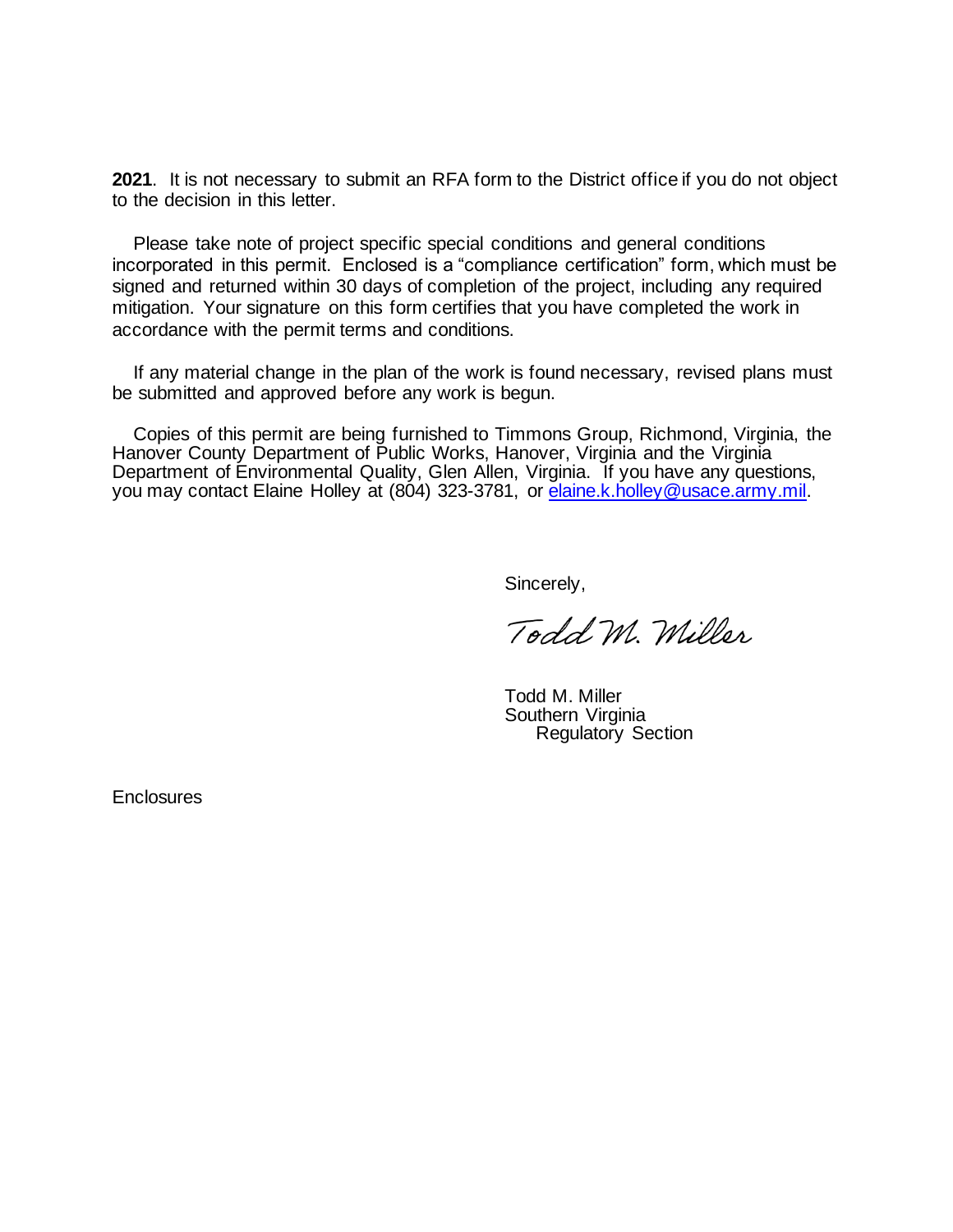**2021**. It is not necessary to submit an RFA form to the District office if you do not object to the decision in this letter.

Please take note of project specific special conditions and general conditions incorporated in this permit. Enclosed is a "compliance certification" form, which must be signed and returned within 30 days of completion of the project, including any required mitigation. Your signature on this form certifies that you have completed the work in accordance with the permit terms and conditions.

If any material change in the plan of the work is found necessary, revised plans must be submitted and approved before any work is begun.

Copies of this permit are being furnished to Timmons Group, Richmond, Virginia, the Hanover County Department of Public Works, Hanover, Virginia and the Virginia Department of Environmental Quality, Glen Allen, Virginia. If you have any questions, you may contact Elaine Holley at (804) 323-3781, or elaine.k.holley@usace.army.mil.

Sincerely,

Todd M. Miller

Todd M. Miller
Southern Virginia
Regulatory Section

Enclosures